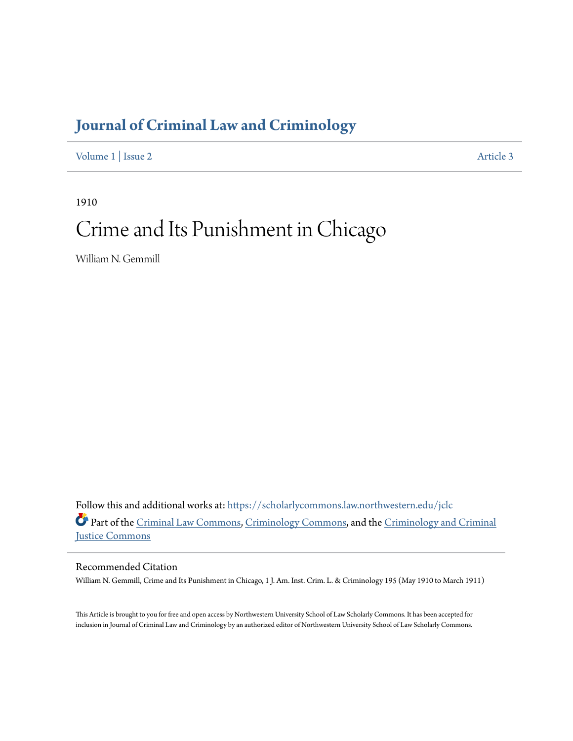# Journal of Criminal Law and Criminology

Volume 1 | Issue 2 Article 3

1910

# Crime and Its Punishment in Chicago

William N. Gemmill

Follow this and additional works at: https://scholarlycommons.law.northwestern.edu/jclc

Part of the Criminal Law Commons, Criminology Commons, and the Criminology and Criminal Justice Commons

## Recommended Citation

William N. Gemmill, Crime and Its Punishment in Chicago, 1 J. Am. Inst. Crim. L. & Criminology 195 (May 1910 to March 1911)

This Article is brought to you for free and open access by Northwestern University School of Law Scholarly Commons. It has been accepted for inclusion in Journal of Criminal Law and Criminology by an authorized editor of Northwestern University School of Law Scholarly Commons.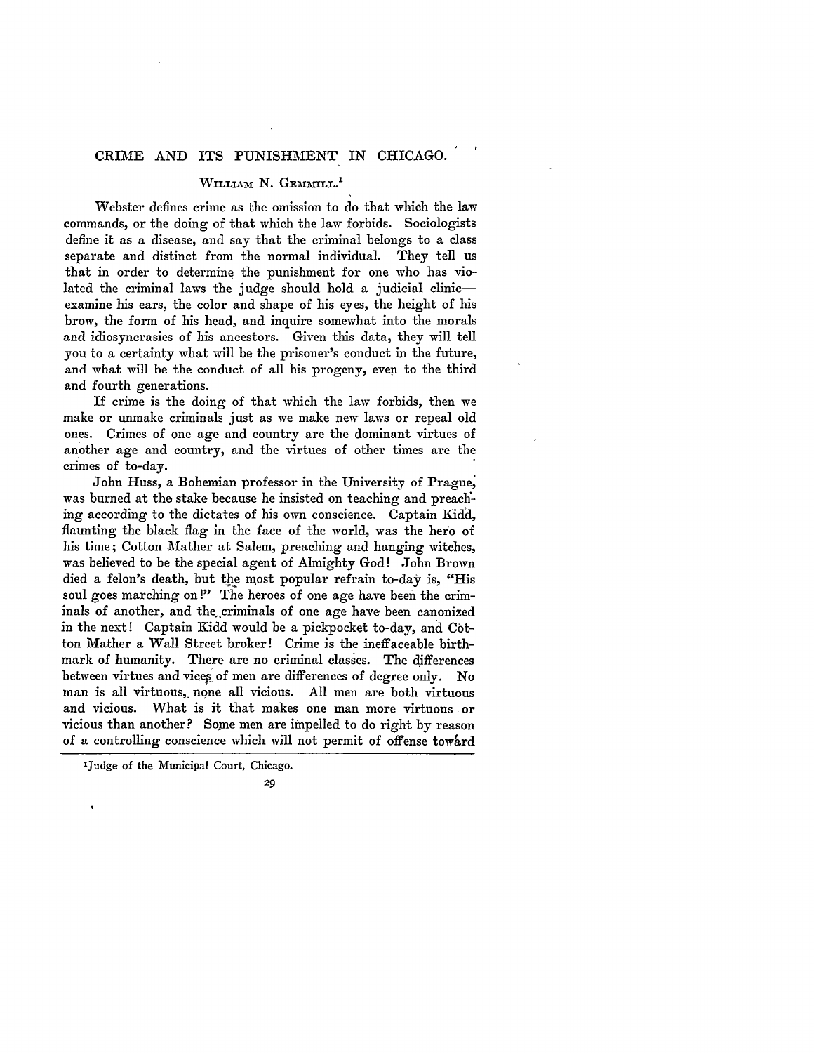# CRIME AND ITS PUNISHMENT IN CHICAGO.

WILLIAM N. GEMMILL.[1]

Webster defines crime as the omission to do that which the law commands, or the doing of that which the law forbids. Sociologists define it as a disease, and say that the criminal belongs to a class separate and distinct from the normal individual. They tell us that in order to determine the punishment for one who has violated the criminal laws the judge should hold a judicial clinic—examine his ears, the color and shape of his eyes, the height of his brow, the form of his head, and inquire somewhat into the morals and idiosyncrasies of his ancestors. Given this data, they will tell you to a certainty what will be the prisoner's conduct in the future, and what will be the conduct of all his progeny, even to the third and fourth generations.

If crime is the doing of that which the law forbids, then we make or unmake criminals just as we make new laws or repeal old ones. Crimes of one age and country are the dominant virtues of another age and country, and the virtues of other times are the crimes of to-day.

John Huss, a Bohemian professor in the University of Prague, was burned at the stake because he insisted on teaching and preaching according to the dictates of his own conscience. Captain Kidd, flaunting the black flag in the face of the world, was the hero of his time; Cotton Mather at Salem, preaching and hanging witches, was believed to be the special agent of Almighty God! John Brown died a felon's death, but the most popular refrain to-day is, "His soul goes marching on!" The heroes of one age have been the criminals of another, and the criminals of one age have been canonized in the next! Captain Kidd would be a pickpocket to-day, and Cotton Mather a Wall Street broker! Crime is the ineffaceable birthmark of humanity. There are no criminal classes. The differences between virtues and vices of men are differences of degree only. No man is all virtuous, none all vicious. All men are both virtuous and vicious. What is it that makes one man more virtuous or vicious than another? Some men are impelled to do right by reason of a controlling conscience which will not permit of offense toward

[1]Judge of the Municipal Court, Chicago.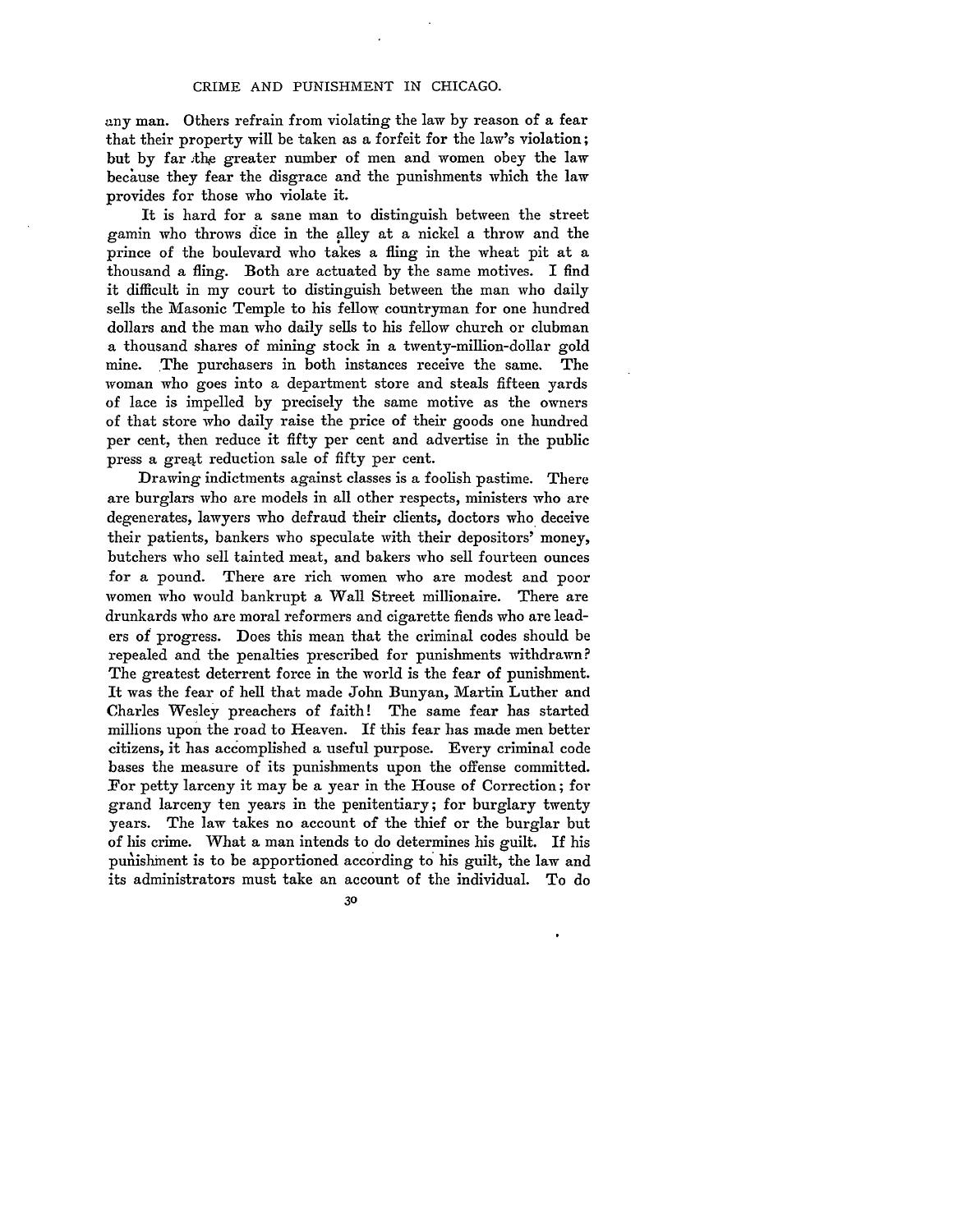any man. Others refrain from violating the law by reason of a fear that their property will be taken as a forfeit for the law's violation; but by far the greater number of men and women obey the law because they fear the disgrace and the punishments which the law provides for those who violate it.

It is hard for a sane man to distinguish between the street gamin who throws dice in the alley at a nickel a throw and the prince of the boulevard who takes a fling in the wheat pit at a thousand a fling. Both are actuated by the same motives. I find it difficult in my court to distinguish between the man who daily sells the Masonic Temple to his fellow countryman for one hundred dollars and the man who daily sells to his fellow church or clubman a thousand shares of mining stock in a twenty-million-dollar gold mine. The purchasers in both instances receive the same. The woman who goes into a department store and steals fifteen yards of lace is impelled by precisely the same motive as the owners of that store who daily raise the price of their goods one hundred per cent, then reduce it fifty per cent and advertise in the public press a great reduction sale of fifty per cent.

Drawing indictments against classes is a foolish pastime. There are burglars who are models in all other respects, ministers who are degenerates, lawyers who defraud their clients, doctors who deceive their patients, bankers who speculate with their depositors' money, butchers who sell tainted meat, and bakers who sell fourteen ounces for a pound. There are rich women who are modest and poor women who would bankrupt a Wall Street millionaire. There are drunkards who are moral reformers and cigarette fiends who are leaders of progress. Does this mean that the criminal codes should be repealed and the penalties prescribed for punishments withdrawn? The greatest deterrent force in the world is the fear of punishment. It was the fear of hell that made John Bunyan, Martin Luther and Charles Wesley preachers of faith! The same fear has started millions upon the road to Heaven. If this fear has made men better citizens, it has accomplished a useful purpose. Every criminal code bases the measure of its punishments upon the offense committed. For petty larceny it may be a year in the House of Correction; for grand larceny ten years in the penitentiary; for burglary twenty years. The law takes no account of the thief or the burglar but of his crime. What a man intends to do determines his guilt. If his punishment is to be apportioned according to his guilt, the law and its administrators must take an account of the individual. To do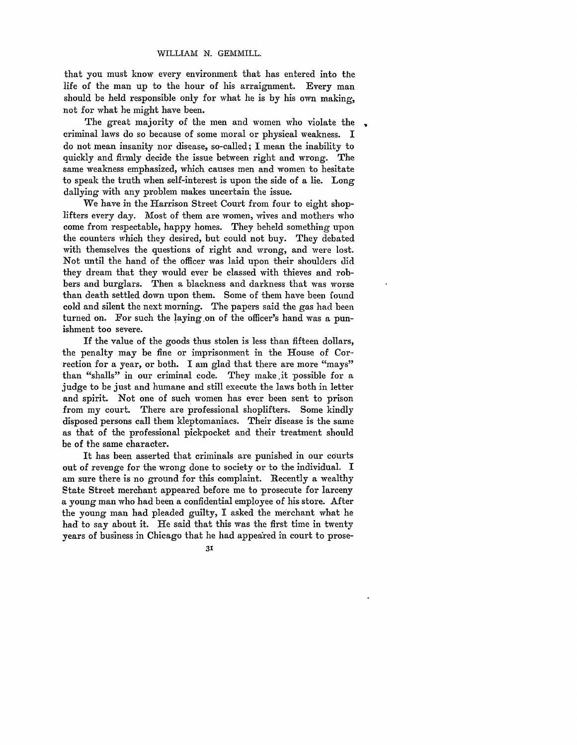that you must know every environment that has entered into the life of the man up to the hour of his arraignment. Every man should be held responsible only for what he is by his own making, not for what he might have been.

The great majority of the men and women who violate the criminal laws do so because of some moral or physical weakness. I do not mean insanity nor disease, so-called; I mean the inability to quickly and firmly decide the issue between right and wrong. The same weakness emphasized, which causes men and women to hesitate to speak the truth when self-interest is upon the side of a lie. Long dallying with any problem makes uncertain the issue.

We have in the Harrison Street Court from four to eight shoplifters every day. Most of them are women, wives and mothers who come from respectable, happy homes. They beheld something upon the counters which they desired, but could not buy. They debated with themselves the questions of right and wrong, and were lost. Not until the hand of the officer was laid upon their shoulders did they dream that they would ever be classed with thieves and robbers and burglars. Then a blackness and darkness that was worse than death settled down upon them. Some of them have been found cold and silent the next morning. The papers said the gas had been turned on. For such the laying on of the officer's hand was a punishment too severe.

If the value of the goods thus stolen is less than fifteen dollars, the penalty may be fine or imprisonment in the House of Correction for a year, or both. I am glad that there are more "mays" than "shalls" in our criminal code. They make it possible for a judge to be just and humane and still execute the laws both in letter and spirit. Not one of such women has ever been sent to prison from my court. There are professional shoplifters. Some kindly disposed persons call them kleptomaniacs. Their disease is the same as that of the professional pickpocket and their treatment should be of the same character.

It has been asserted that criminals are punished in our courts out of revenge for the wrong done to society or to the individual. I am sure there is no ground for this complaint. Recently a wealthy State Street merchant appeared before me to prosecute for larceny a young man who had been a confidential employee of his store. After the young man had pleaded guilty, I asked the merchant what he had to say about it. He said that this was the first time in twenty years of business in Chicago that he had appeared in court to prose-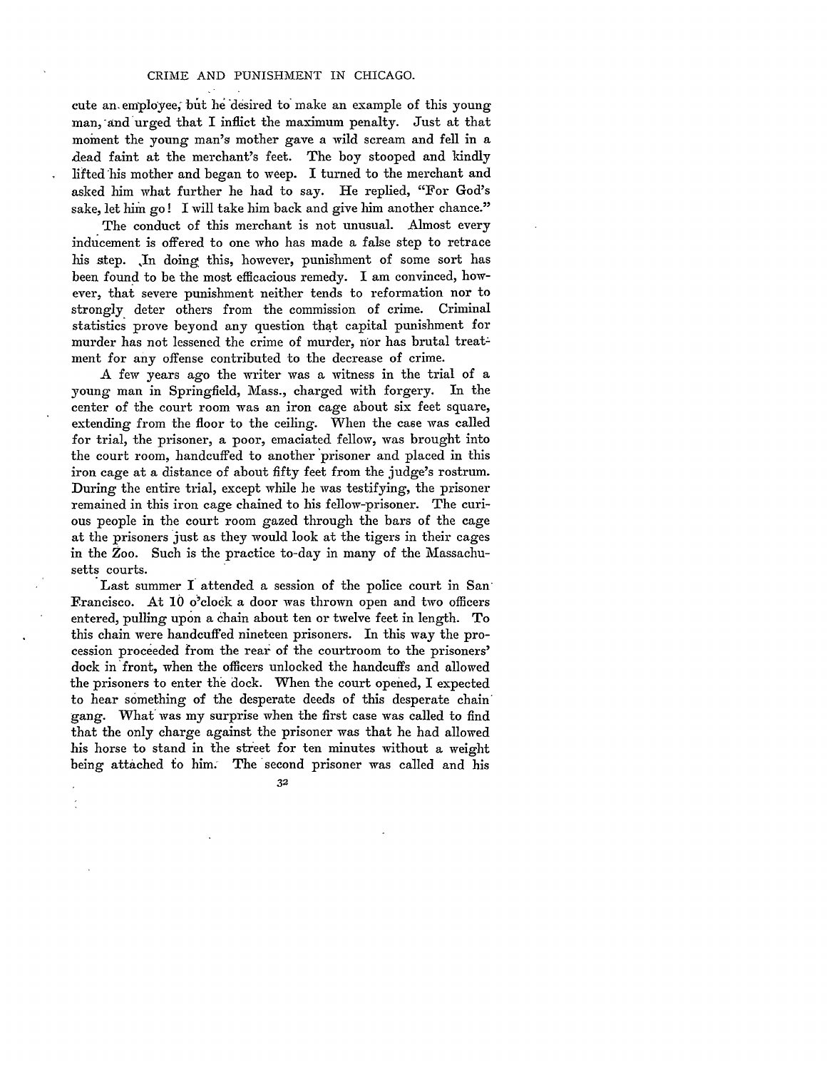cute an employee, but he desired to make an example of this young man, and urged that I inflict the maximum penalty. Just at that moment the young man's mother gave a wild scream and fell in a dead faint at the merchant's feet. The boy stooped and kindly lifted his mother and began to weep. I turned to the merchant and asked him what further he had to say. He replied, "For God's sake, let him go! I will take him back and give him another chance."

The conduct of this merchant is not unusual. Almost every inducement is offered to one who has made a false step to retrace his step. In doing this, however, punishment of some sort has been found to be the most efficacious remedy. I am convinced, however, that severe punishment neither tends to reformation nor to strongly deter others from the commission of crime. Criminal statistics prove beyond any question that capital punishment for murder has not lessened the crime of murder, nor has brutal treatment for any offense contributed to the decrease of crime.

A few years ago the writer was a witness in the trial of a young man in Springfield, Mass., charged with forgery. In the center of the court room was an iron cage about six feet square, extending from the floor to the ceiling. When the case was called for trial, the prisoner, a poor, emaciated fellow, was brought into the court room, handcuffed to another prisoner and placed in this iron cage at a distance of about fifty feet from the judge's rostrum. During the entire trial, except while he was testifying, the prisoner remained in this iron cage chained to his fellow-prisoner. The curious people in the court room gazed through the bars of the cage at the prisoners just as they would look at the tigers in their cages in the Zoo. Such is the practice to-day in many of the Massachusetts courts.

Last summer I attended a session of the police court in San Francisco. At 10 o'clock a door was thrown open and two officers entered, pulling upon a chain about ten or twelve feet in length. To this chain were handcuffed nineteen prisoners. In this way the procession proceeded from the rear of the courtroom to the prisoners' dock in front, when the officers unlocked the handcuffs and allowed the prisoners to enter the dock. When the court opened, I expected to hear something of the desperate deeds of this desperate chain gang. What was my surprise when the first case was called to find that the only charge against the prisoner was that he had allowed his horse to stand in the street for ten minutes without a weight being attached to him. The second prisoner was called and his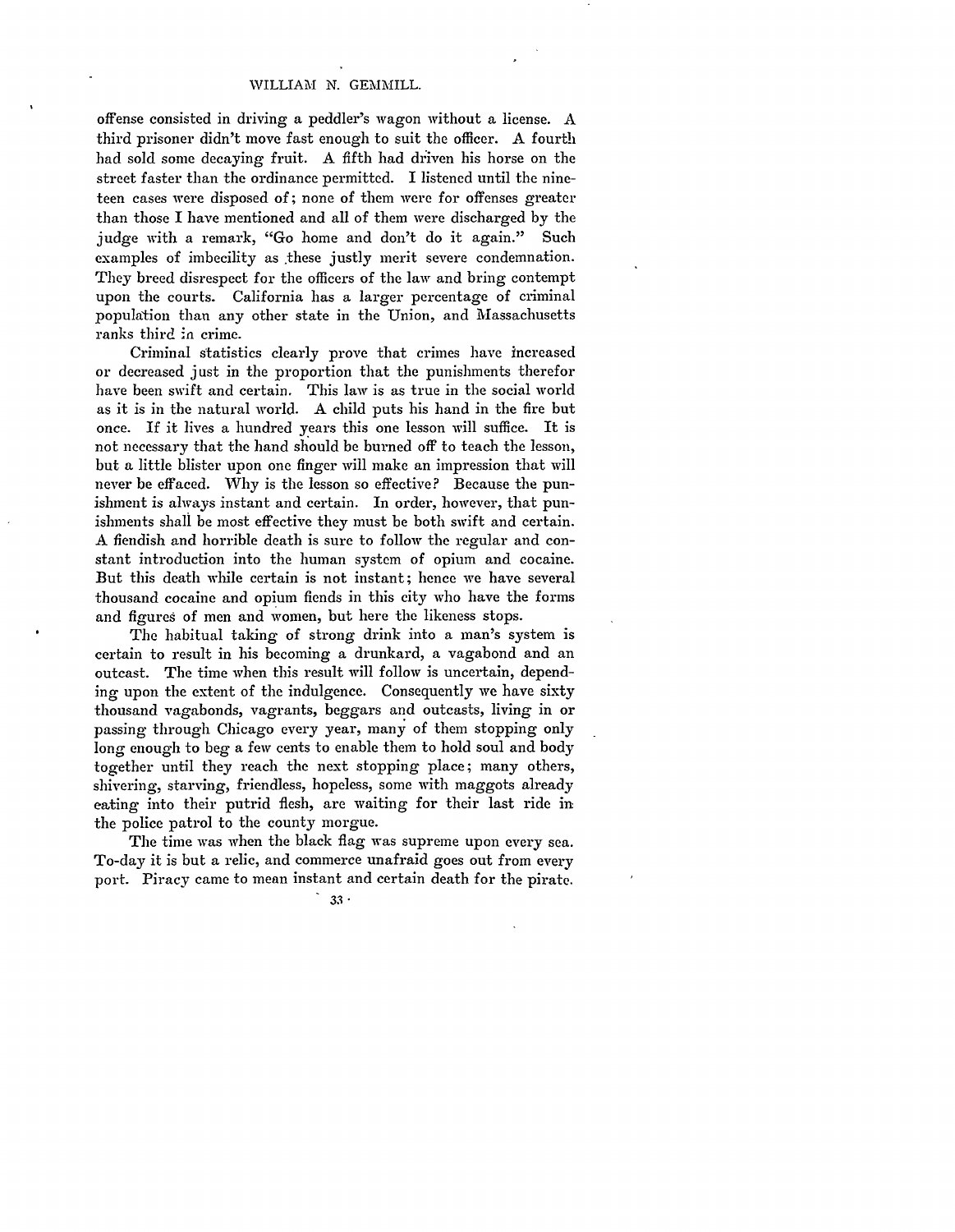offense consisted in driving a peddler's wagon without a license. A third prisoner didn't move fast enough to suit the officer. A fourth had sold some decaying fruit. A fifth had driven his horse on the street faster than the ordinance permitted. I listened until the nineteen cases were disposed of; none of them were for offenses greater than those I have mentioned and all of them were discharged by the judge with a remark, "Go home and don't do it again." Such examples of imbecility as these justly merit severe condemnation. They breed disrespect for the officers of the law and bring contempt upon the courts. California has a larger percentage of criminal population than any other state in the Union, and Massachusetts ranks third in crime.

Criminal statistics clearly prove that crimes have increased or decreased just in the proportion that the punishments therefor have been swift and certain. This law is as true in the social world as it is in the natural world. A child puts his hand in the fire but once. If it lives a hundred years this one lesson will suffice. It is not necessary that the hand should be burned off to teach the lesson, but a little blister upon one finger will make an impression that will never be effaced. Why is the lesson so effective? Because the punishment is always instant and certain. In order, however, that punishments shall be most effective they must be both swift and certain. A fiendish and horrible death is sure to follow the regular and constant introduction into the human system of opium and cocaine. But this death while certain is not instant; hence we have several thousand cocaine and opium fiends in this city who have the forms and figures of men and women, but here the likeness stops.

The habitual taking of strong drink into a man's system is certain to result in his becoming a drunkard, a vagabond and an outcast. The time when this result will follow is uncertain, depending upon the extent of the indulgence. Consequently we have sixty thousand vagabonds, vagrants, beggars and outcasts, living in or passing through Chicago every year, many of them stopping only long enough to beg a few cents to enable them to hold soul and body together until they reach the next stopping place; many others, shivering, starving, friendless, hopeless, some with maggots already eating into their putrid flesh, are waiting for their last ride in the police patrol to the county morgue.

The time was when the black flag was supreme upon every sea. To-day it is but a relic, and commerce unafraid goes out from every port. Piracy came to mean instant and certain death for the pirate.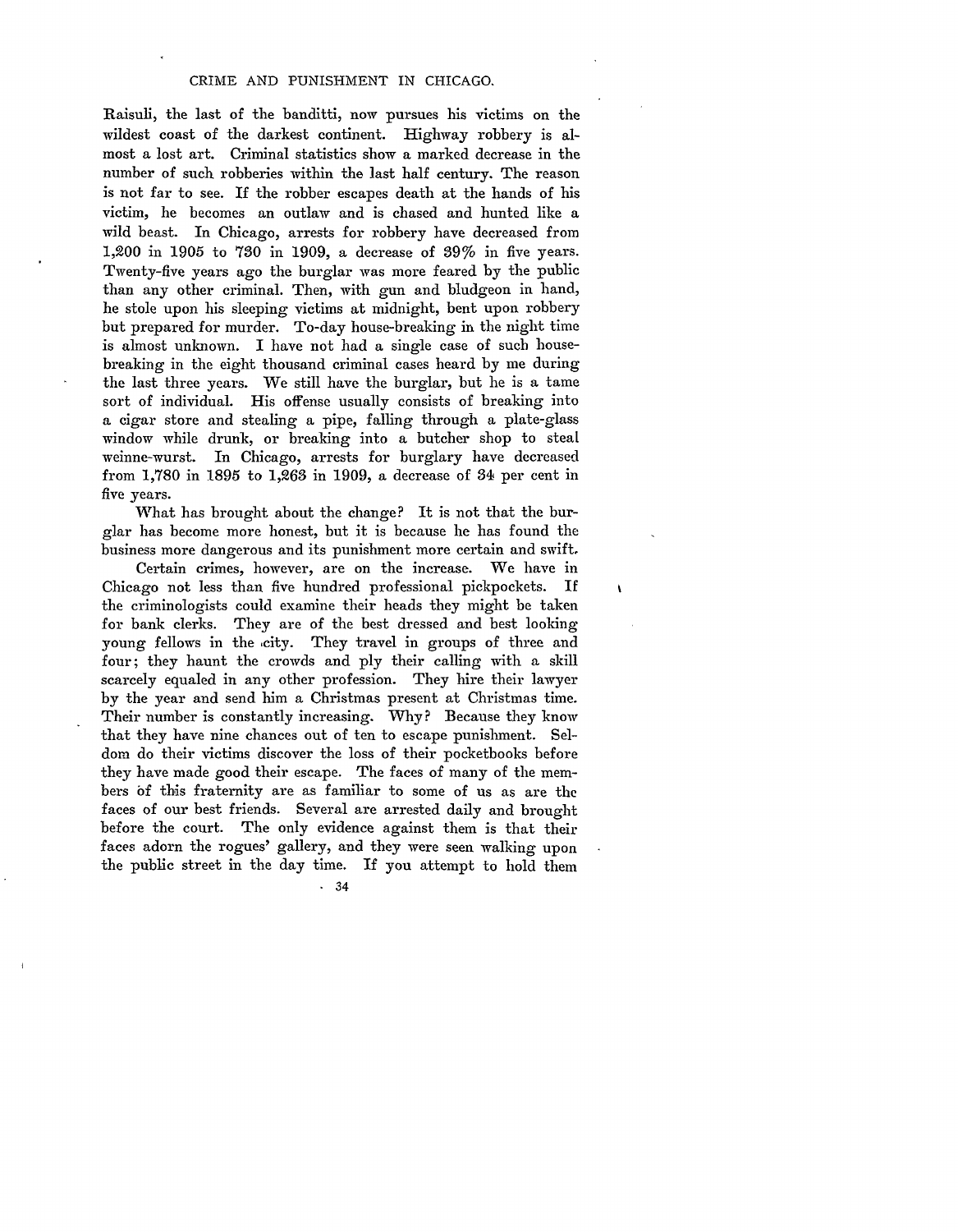Raisuli, the last of the banditti, now pursues his victims on the wildest coast of the darkest continent. Highway robbery is almost a lost art. Criminal statistics show a marked decrease in the number of such robberies within the last half century. The reason is not far to see. If the robber escapes death at the hands of his victim, he becomes an outlaw and is chased and hunted like a wild beast. In Chicago, arrests for robbery have decreased from 1,200 in 1905 to 730 in 1909, a decrease of 39% in five years. Twenty-five years ago the burglar was more feared by the public than any other criminal. Then, with gun and bludgeon in hand, he stole upon his sleeping victims at midnight, bent upon robbery but prepared for murder. To-day house-breaking in the night time is almost unknown. I have not had a single case of such house-breaking in the eight thousand criminal cases heard by me during the last three years. We still have the burglar, but he is a tame sort of individual. His offense usually consists of breaking into a cigar store and stealing a pipe, falling through a plate-glass window while drunk, or breaking into a butcher shop to steal weinne-wurst. In Chicago, arrests for burglary have decreased from 1,780 in 1895 to 1,263 in 1909, a decrease of 34 per cent in five years.

What has brought about the change? It is not that the burglar has become more honest, but it is because he has found the business more dangerous and its punishment more certain and swift.

Certain crimes, however, are on the increase. We have in Chicago not less than five hundred professional pickpockets. If the criminologists could examine their heads they might be taken for bank clerks. They are of the best dressed and best looking young fellows in the city. They travel in groups of three and four; they haunt the crowds and ply their calling with a skill scarcely equaled in any other profession. They hire their lawyer by the year and send him a Christmas present at Christmas time. Their number is constantly increasing. Why? Because they know that they have nine chances out of ten to escape punishment. Seldom do their victims discover the loss of their pocketbooks before they have made good their escape. The faces of many of the members of this fraternity are as familiar to some of us as are the faces of our best friends. Several are arrested daily and brought before the court. The only evidence against them is that their faces adorn the rogues' gallery, and they were seen walking upon the public street in the day time. If you attempt to hold them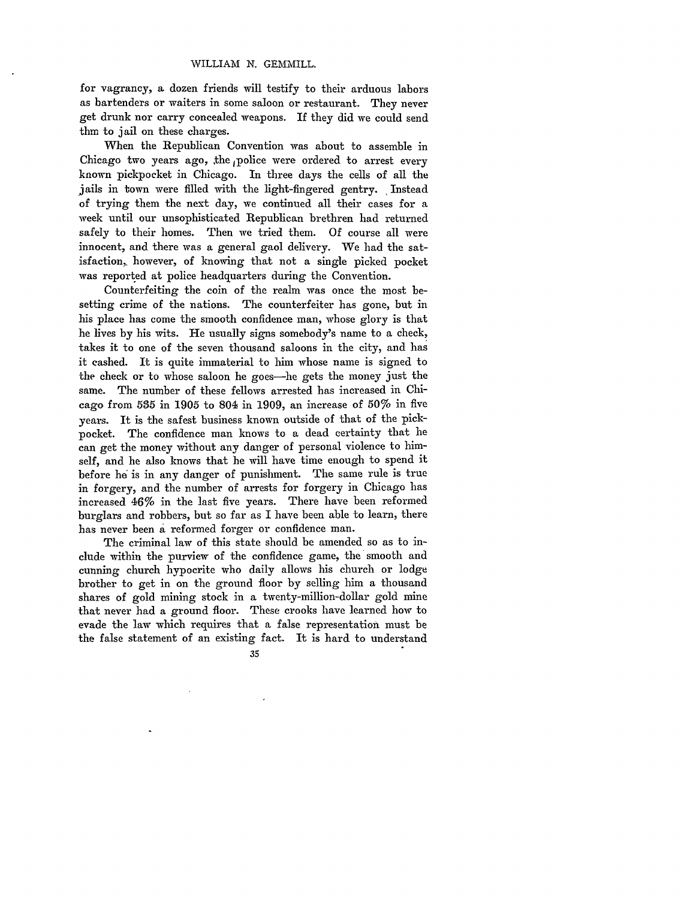for vagrancy, a dozen friends will testify to their arduous labors as bartenders or waiters in some saloon or restaurant. They never get drunk nor carry concealed weapons. If they did we could send thm to jail on these charges.

When the Republican Convention was about to assemble in Chicago two years ago, the police were ordered to arrest every known pickpocket in Chicago. In three days the cells of all the jails in town were filled with the light-fingered gentry. Instead of trying them the next day, we continued all their cases for a week until our unsophisticated Republican brethren had returned safely to their homes. Then we tried them. Of course all were innocent, and there was a general gaol delivery. We had the satisfaction, however, of knowing that not a single picked pocket was reported at police headquarters during the Convention.

Counterfeiting the coin of the realm was once the most besetting crime of the nations. The counterfeiter has gone, but in his place has come the smooth confidence man, whose glory is that he lives by his wits. He usually signs somebody's name to a check, takes it to one of the seven thousand saloons in the city, and has it cashed. It is quite immaterial to him whose name is signed to the check or to whose saloon he goes—he gets the money just the same. The number of these fellows arrested has increased in Chicago from 535 in 1905 to 804 in 1909, an increase of 50% in five years. It is the safest business known outside of that of the pickpocket. The confidence man knows to a dead certainty that he can get the money without any danger of personal violence to himself, and he also knows that he will have time enough to spend it before he is in any danger of punishment. The same rule is true in forgery, and the number of arrests for forgery in Chicago has increased 46% in the last five years. There have been reformed burglars and robbers, but so far as I have been able to learn, there has never been a reformed forger or confidence man.

The criminal law of this state should be amended so as to include within the purview of the confidence game, the smooth and cunning church hypocrite who daily allows his church or lodge brother to get in on the ground floor by selling him a thousand shares of gold mining stock in a twenty-million-dollar gold mine that never had a ground floor. These crooks have learned how to evade the law which requires that a false representation must be the false statement of an existing fact. It is hard to understand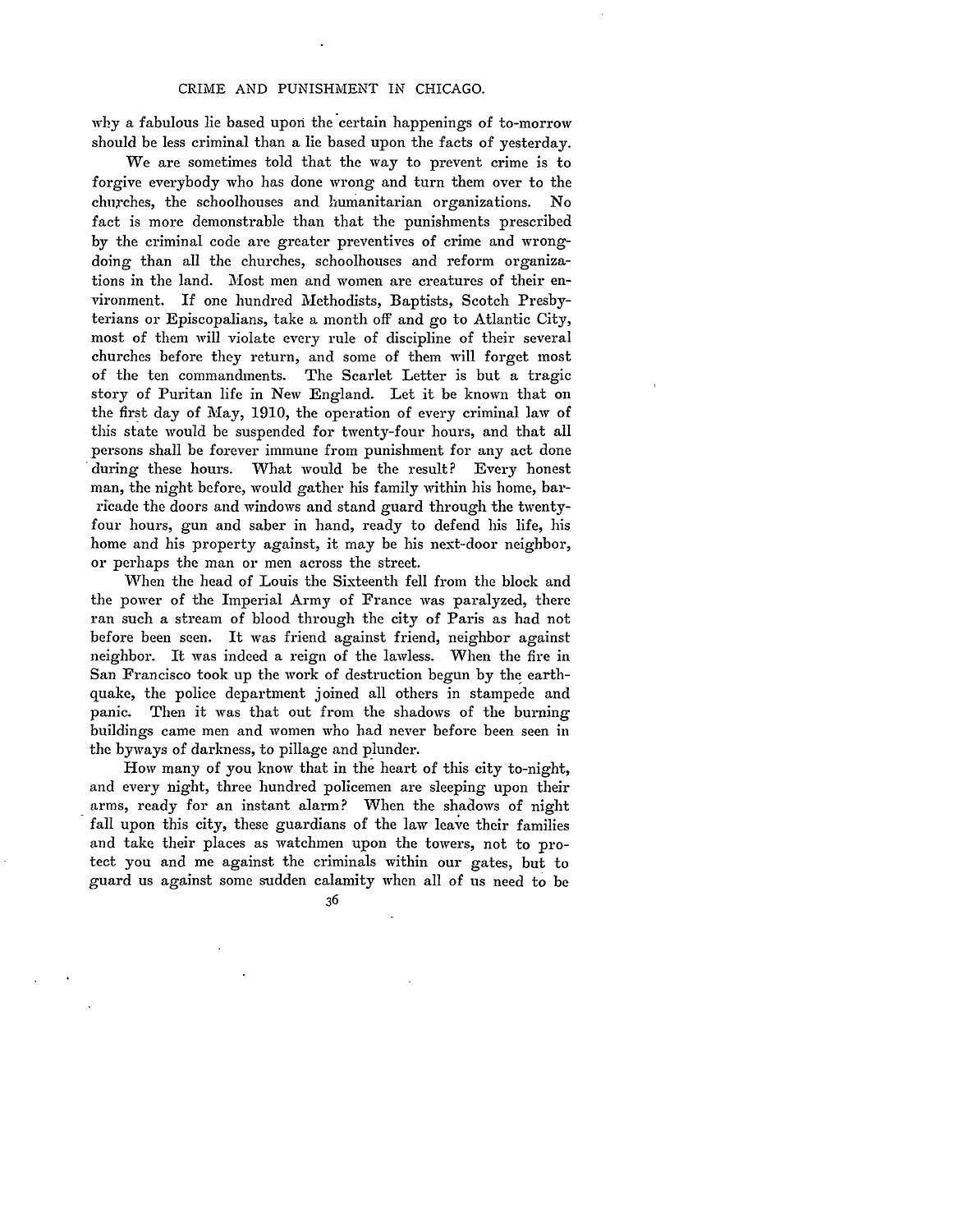why a fabulous lie based upon the certain happenings of to-morrow should be less criminal than a lie based upon the facts of yesterday.

We are sometimes told that the way to prevent crime is to forgive everybody who has done wrong and turn them over to the churches, the schoolhouses and humanitarian organizations. No fact is more demonstrable than that the punishments prescribed by the criminal code are greater preventives of crime and wrongdoing than all the churches, schoolhouses and reform organizations in the land. Most men and women are creatures of their environment. If one hundred Methodists, Baptists, Scotch Presbyterians or Episcopalians, take a month off and go to Atlantic City, most of them will violate every rule of discipline of their several churches before they return, and some of them will forget most of the ten commandments. The Scarlet Letter is but a tragic story of Puritan life in New England. Let it be known that on the first day of May, 1910, the operation of every criminal law of this state would be suspended for twenty-four hours, and that all persons shall be forever immune from punishment for any act done during these hours. What would be the result? Every honest man, the night before, would gather his family within his home, barricade the doors and windows and stand guard through the twenty-four hours, gun and saber in hand, ready to defend his life, his home and his property against, it may be his next-door neighbor, or perhaps the man or men across the street.

When the head of Louis the Sixteenth fell from the block and the power of the Imperial Army of France was paralyzed, there ran such a stream of blood through the city of Paris as had not before been seen. It was friend against friend, neighbor against neighbor. It was indeed a reign of the lawless. When the fire in San Francisco took up the work of destruction begun by the earthquake, the police department joined all others in stampede and panic. Then it was that out from the shadows of the burning buildings came men and women who had never before been seen in the byways of darkness, to pillage and plunder.

How many of you know that in the heart of this city to-night, and every night, three hundred policemen are sleeping upon their arms, ready for an instant alarm? When the shadows of night fall upon this city, these guardians of the law leave their families and take their places as watchmen upon the towers, not to protect you and me against the criminals within our gates, but to guard us against some sudden calamity when all of us need to be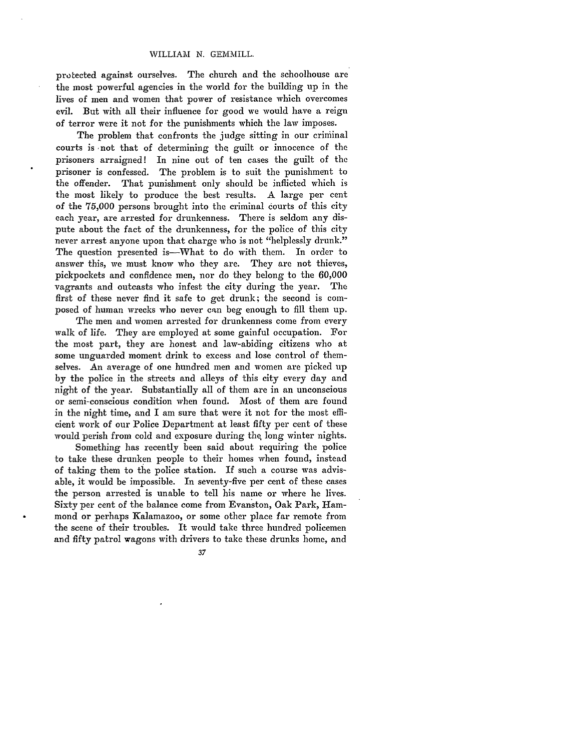protected against ourselves. The church and the schoolhouse are the most powerful agencies in the world for the building up in the lives of men and women that power of resistance which overcomes evil. But with all their influence for good we would have a reign of terror were it not for the punishments which the law imposes.

The problem that confronts the judge sitting in our criminal courts is not that of determining the guilt or innocence of the prisoners arraigned! In nine out of ten cases the guilt of the prisoner is confessed. The problem is to suit the punishment to the offender. That punishment only should be inflicted which is the most likely to produce the best results. A large per cent of the 75,000 persons brought into the criminal courts of this city each year, are arrested for drunkenness. There is seldom any dispute about the fact of the drunkenness, for the police of this city never arrest anyone upon that charge who is not "helplessly drunk." The question presented is—What to do with them. In order to answer this, we must know who they are. They are not thieves, pickpockets and confidence men, nor do they belong to the 60,000 vagrants and outcasts who infest the city during the year. The first of these never find it safe to get drunk; the second is composed of human wrecks who never can beg enough to fill them up.

The men and women arrested for drunkenness come from every walk of life. They are employed at some gainful occupation. For the most part, they are honest and law-abiding citizens who at some unguarded moment drink to excess and lose control of themselves. An average of one hundred men and women are picked up by the police in the streets and alleys of this city every day and night of the year. Substantially all of them are in an unconscious or semi-conscious condition when found. Most of them are found in the night time, and I am sure that were it not for the most efficient work of our Police Department at least fifty per cent of these would perish from cold and exposure during the long winter nights.

Something has recently been said about requiring the police to take these drunken people to their homes when found, instead of taking them to the police station. If such a course was advisable, it would be impossible. In seventy-five per cent of these cases the person arrested is unable to tell his name or where he lives. Sixty per cent of the balance come from Evanston, Oak Park, Hammond or perhaps Kalamazoo, or some other place far remote from the scene of their troubles. It would take three hundred policemen and fifty patrol wagons with drivers to take these drunks home, and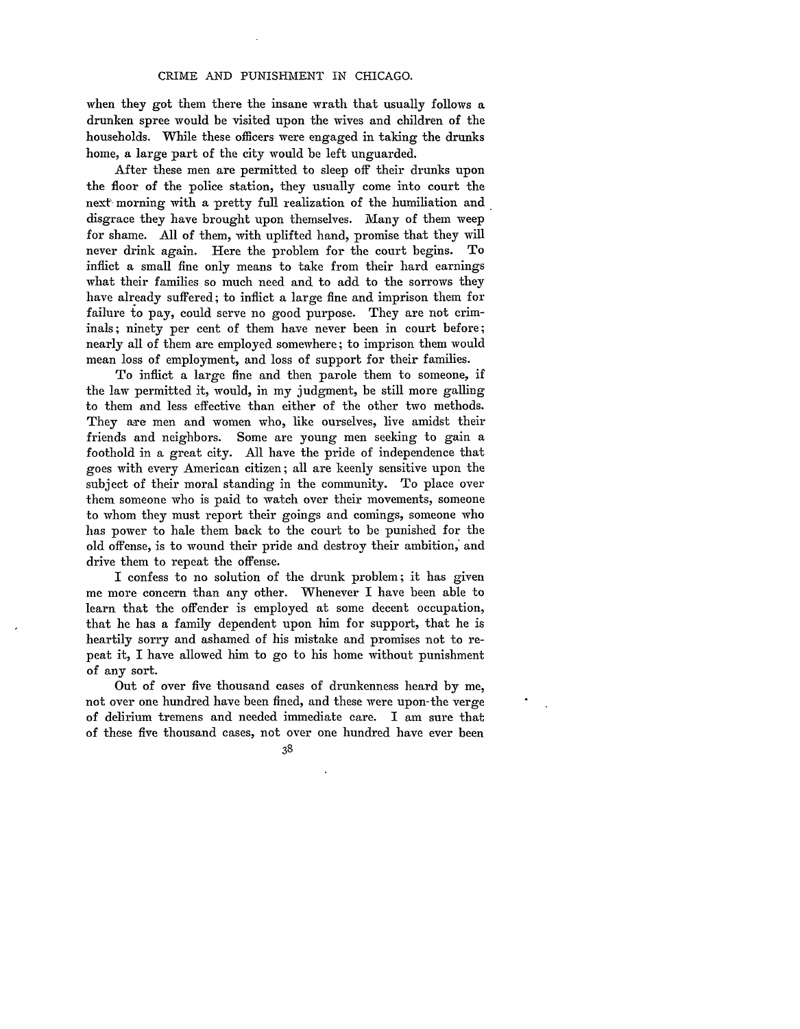when they got them there the insane wrath that usually follows a drunken spree would be visited upon the wives and children of the households. While these officers were engaged in taking the drunks home, a large part of the city would be left unguarded.

After these men are permitted to sleep off their drunks upon the floor of the police station, they usually come into court the next morning with a pretty full realization of the humiliation and disgrace they have brought upon themselves. Many of them weep for shame. All of them, with uplifted hand, promise that they will never drink again. Here the problem for the court begins. To inflict a small fine only means to take from their hard earnings what their families so much need and to add to the sorrows they have already suffered; to inflict a large fine and imprison them for failure to pay, could serve no good purpose. They are not criminals; ninety per cent of them have never been in court before; nearly all of them are employed somewhere; to imprison them would mean loss of employment, and loss of support for their families.

To inflict a large fine and then parole them to someone, if the law permitted it, would, in my judgment, be still more galling to them and less effective than either of the other two methods. They are men and women who, like ourselves, live amidst their friends and neighbors. Some are young men seeking to gain a foothold in a great city. All have the pride of independence that goes with every American citizen; all are keenly sensitive upon the subject of their moral standing in the community. To place over them someone who is paid to watch over their movements, someone to whom they must report their goings and comings, someone who has power to hale them back to the court to be punished for the old offense, is to wound their pride and destroy their ambition, and drive them to repeat the offense.

I confess to no solution of the drunk problem; it has given me more concern than any other. Whenever I have been able to learn that the offender is employed at some decent occupation, that he has a family dependent upon him for support, that he is heartily sorry and ashamed of his mistake and promises not to repeat it, I have allowed him to go to his home without punishment of any sort.

Out of over five thousand cases of drunkenness heard by me, not over one hundred have been fined, and these were upon the verge of delirium tremens and needed immediate care. I am sure that of these five thousand cases, not over one hundred have ever been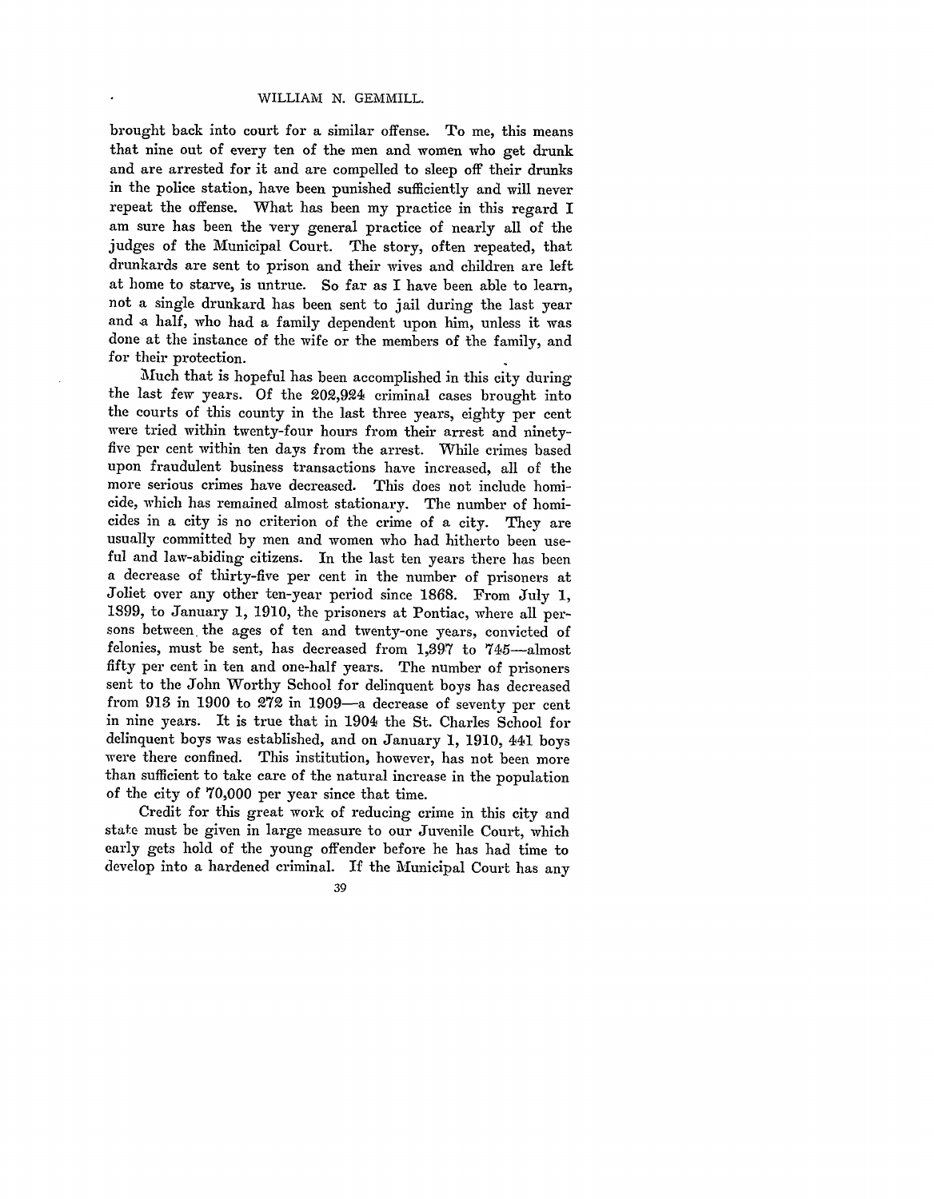brought back into court for a similar offense. To me, this means that nine out of every ten of the men and women who get drunk and are arrested for it and are compelled to sleep off their drunks in the police station, have been punished sufficiently and will never repeat the offense. What has been my practice in this regard I am sure has been the very general practice of nearly all of the judges of the Municipal Court. The story, often repeated, that drunkards are sent to prison and their wives and children are left at home to starve, is untrue. So far as I have been able to learn, not a single drunkard has been sent to jail during the last year and a half, who had a family dependent upon him, unless it was done at the instance of the wife or the members of the family, and for their protection.

Much that is hopeful has been accomplished in this city during the last few years. Of the 202,924 criminal cases brought into the courts of this county in the last three years, eighty per cent were tried within twenty-four hours from their arrest and ninety-five per cent within ten days from the arrest. While crimes based upon fraudulent business transactions have increased, all of the more serious crimes have decreased. This does not include homicide, which has remained almost stationary. The number of homicides in a city is no criterion of the crime of a city. They are usually committed by men and women who had hitherto been useful and law-abiding citizens. In the last ten years there has been a decrease of thirty-five per cent in the number of prisoners at Joliet over any other ten-year period since 1868. From July 1, 1899, to January 1, 1910, the prisoners at Pontiac, where all persons between the ages of ten and twenty-one years, convicted of felonies, must be sent, has decreased from 1,397 to 745—almost fifty per cent in ten and one-half years. The number of prisoners sent to the John Worthy School for delinquent boys has decreased from 913 in 1900 to 272 in 1909—a decrease of seventy per cent in nine years. It is true that in 1904 the St. Charles School for delinquent boys was established, and on January 1, 1910, 441 boys were there confined. This institution, however, has not been more than sufficient to take care of the natural increase in the population of the city of 70,000 per year since that time.

Credit for this great work of reducing crime in this city and state must be given in large measure to our Juvenile Court, which early gets hold of the young offender before he has had time to develop into a hardened criminal. If the Municipal Court has any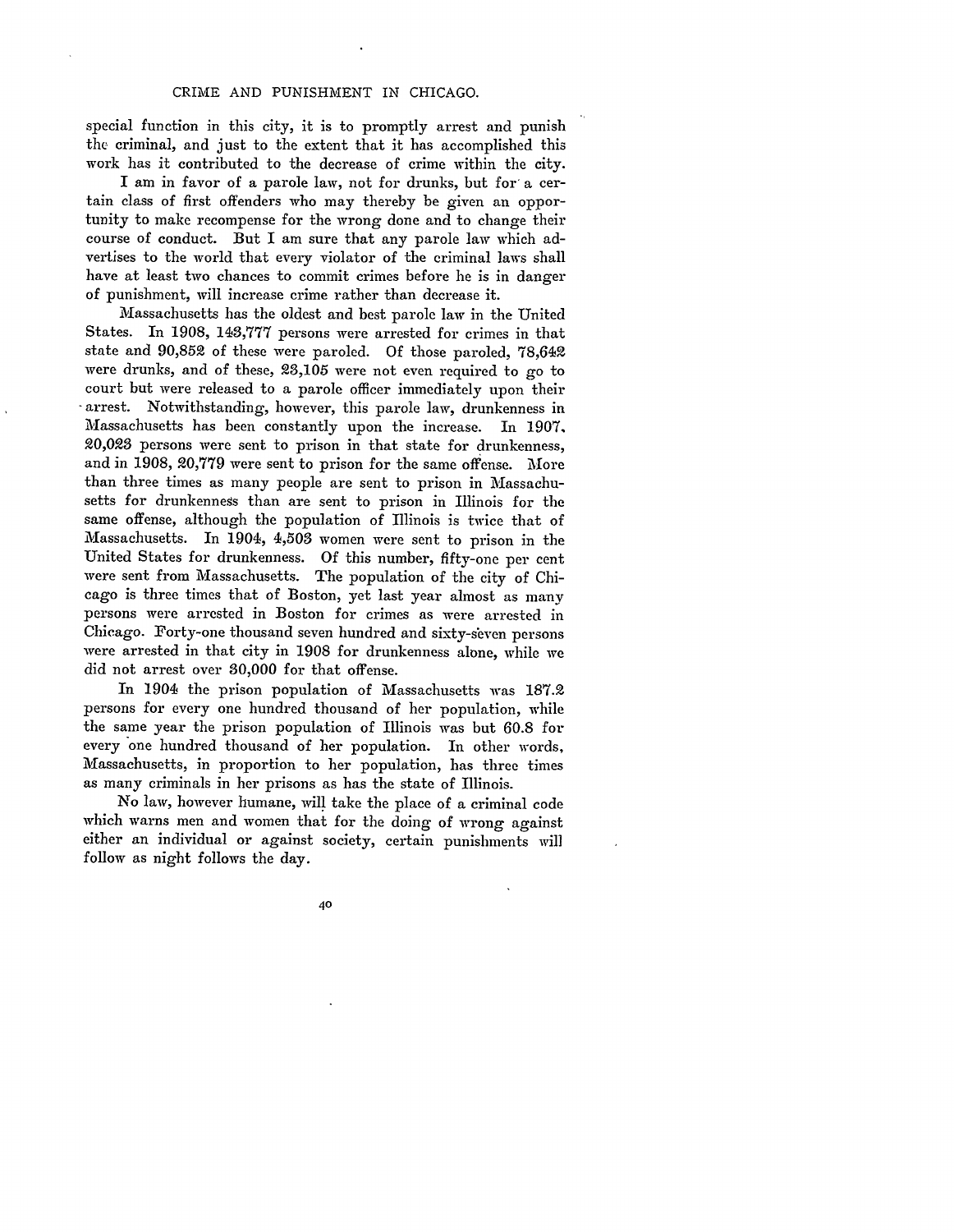special function in this city, it is to promptly arrest and punish the criminal, and just to the extent that it has accomplished this work has it contributed to the decrease of crime within the city.

I am in favor of a parole law, not for drunks, but for a certain class of first offenders who may thereby be given an opportunity to make recompense for the wrong done and to change their course of conduct. But I am sure that any parole law which advertises to the world that every violator of the criminal laws shall have at least two chances to commit crimes before he is in danger of punishment, will increase crime rather than decrease it.

Massachusetts has the oldest and best parole law in the United States. In 1908, 143,777 persons were arrested for crimes in that state and 90,852 of these were paroled. Of those paroled, 78,642 were drunks, and of these, 23,105 were not even required to go to court but were released to a parole officer immediately upon their arrest. Notwithstanding, however, this parole law, drunkenness in Massachusetts has been constantly upon the increase. In 1907, 20,023 persons were sent to prison in that state for drunkenness, and in 1908, 20,779 were sent to prison for the same offense. More than three times as many people are sent to prison in Massachusetts for drunkenness than are sent to prison in Illinois for the same offense, although the population of Illinois is twice that of Massachusetts. In 1904, 4,503 women were sent to prison in the United States for drunkenness. Of this number, fifty-one per cent were sent from Massachusetts. The population of the city of Chicago is three times that of Boston, yet last year almost as many persons were arrested in Boston for crimes as were arrested in Chicago. Forty-one thousand seven hundred and sixty-seven persons were arrested in that city in 1908 for drunkenness alone, while we did not arrest over 30,000 for that offense.

In 1904 the prison population of Massachusetts was 187.2 persons for every one hundred thousand of her population, while the same year the prison population of Illinois was but 60.8 for every one hundred thousand of her population. In other words, Massachusetts, in proportion to her population, has three times as many criminals in her prisons as has the state of Illinois.

No law, however humane, will take the place of a criminal code which warns men and women that for the doing of wrong against either an individual or against society, certain punishments will follow as night follows the day.